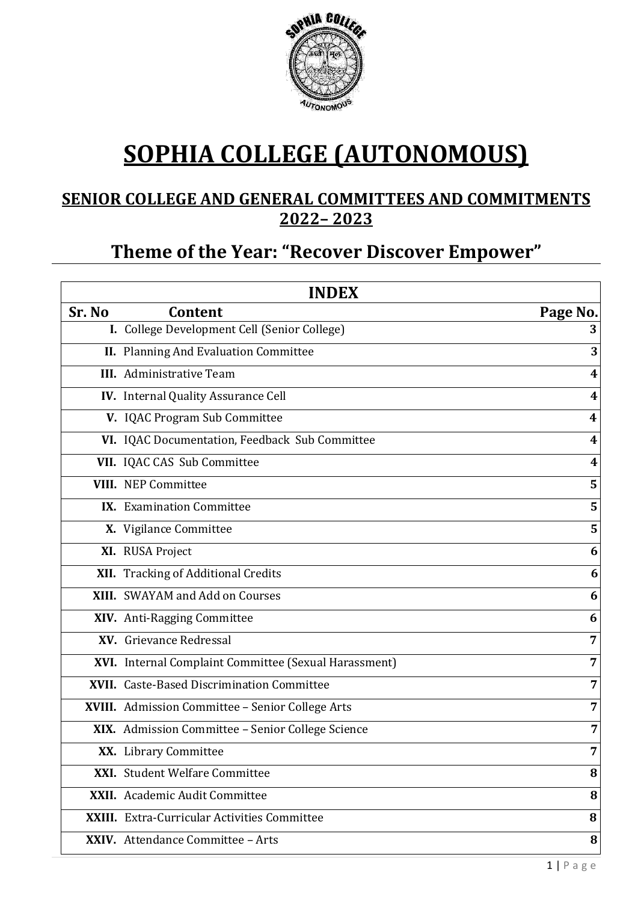# SOPHIA COLLEGE (AUTONOMOUS)

## SENIOR COLLEGE AND GENERAL COMMITTEES AND COMMITMENTS 2022– 2023

## Theme of the Year: "Recover Discover Empower"

| INDEX | | |
|---|---|---|
| **Sr. No** | **Content** | **Page No.** |
| **I.** | College Development Cell (Senior College) | **3** |
| **II.** | Planning And Evaluation Committee | **3** |
| **III.** | Administrative Team | **4** |
| **IV.** | Internal Quality Assurance Cell | **4** |
| **V.** | IQAC Program Sub Committee | **4** |
| **VI.** | IQAC Documentation, Feedback Sub Committee | **4** |
| **VII.** | IQAC CAS Sub Committee | **4** |
| **VIII.** | NEP Committee | **5** |
| **IX.** | Examination Committee | **5** |
| **X.** | Vigilance Committee | **5** |
| **XI.** | RUSA Project | **6** |
| **XII.** | Tracking of Additional Credits | **6** |
| **XIII.** | SWAYAM and Add on Courses | **6** |
| **XIV.** | Anti-Ragging Committee | **6** |
| **XV.** | Grievance Redressal | **7** |
| **XVI.** | Internal Complaint Committee (Sexual Harassment) | **7** |
| **XVII.** | Caste-Based Discrimination Committee | **7** |
| **XVIII.** | Admission Committee – Senior College Arts | **7** |
| **XIX.** | Admission Committee – Senior College Science | **7** |
| **XX.** | Library Committee | **7** |
| **XXI.** | Student Welfare Committee | **8** |
| **XXII.** | Academic Audit Committee | **8** |
| **XXIII.** | Extra-Curricular Activities Committee | **8** |
| **XXIV.** | Attendance Committee – Arts | **8** |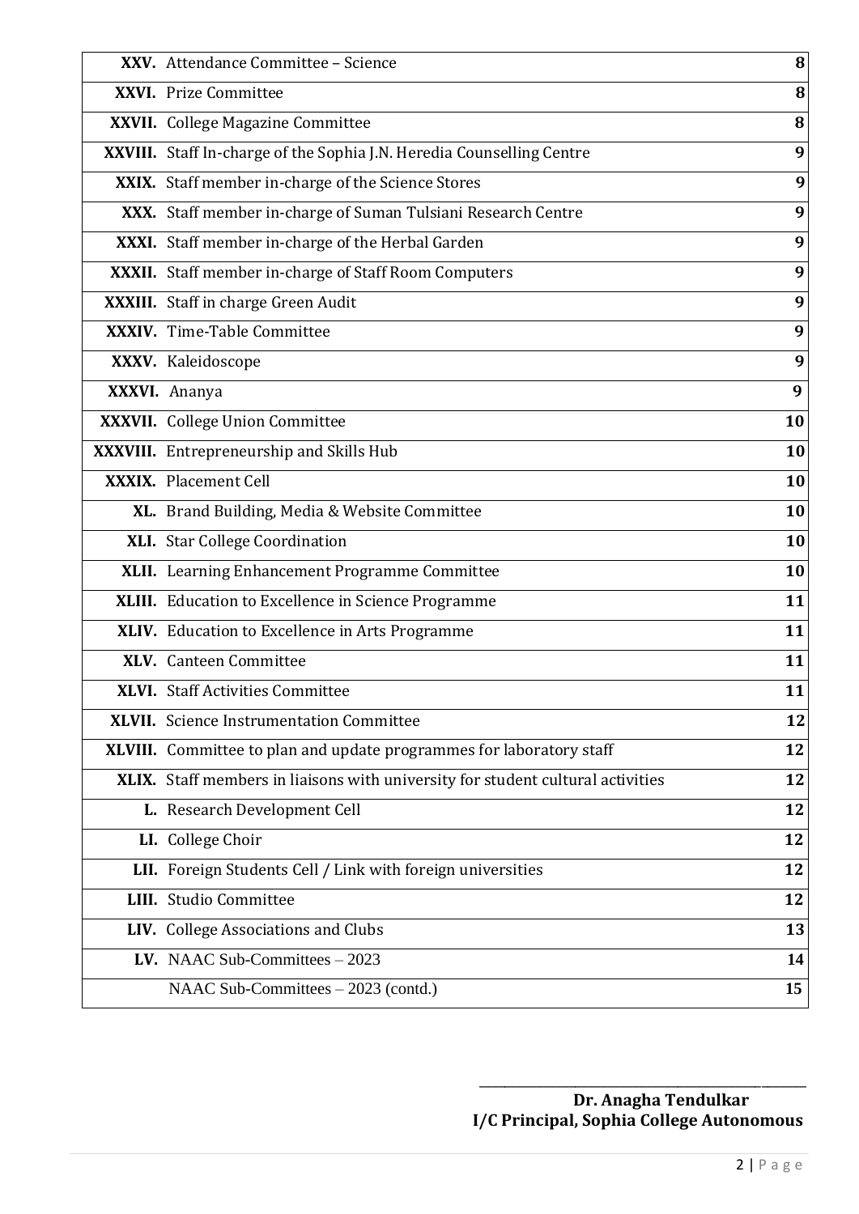| | | |
|---|---|---|
| **XXV.** | Attendance Committee – Science | **8** |
| **XXVI.** | Prize Committee | **8** |
| **XXVII.** | College Magazine Committee | **8** |
| **XXVIII.** | Staff In-charge of the Sophia J.N. Heredia Counselling Centre | **9** |
| **XXIX.** | Staff member in-charge of the Science Stores | **9** |
| **XXX.** | Staff member in-charge of Suman Tulsiani Research Centre | **9** |
| **XXXI.** | Staff member in-charge of the Herbal Garden | **9** |
| **XXXII.** | Staff member in-charge of Staff Room Computers | **9** |
| **XXXIII.** | Staff in charge Green Audit | **9** |
| **XXXIV.** | Time-Table Committee | **9** |
| **XXXV.** | Kaleidoscope | **9** |
| **XXXVI.** | Ananya | **9** |
| **XXXVII.** | College Union Committee | **10** |
| **XXXVIII.** | Entrepreneurship and Skills Hub | **10** |
| **XXXIX.** | Placement Cell | **10** |
| **XL.** | Brand Building, Media & Website Committee | **10** |
| **XLI.** | Star College Coordination | **10** |
| **XLII.** | Learning Enhancement Programme Committee | **10** |
| **XLIII.** | Education to Excellence in Science Programme | **11** |
| **XLIV.** | Education to Excellence in Arts Programme | **11** |
| **XLV.** | Canteen Committee | **11** |
| **XLVI.** | Staff Activities Committee | **11** |
| **XLVII.** | Science Instrumentation Committee | **12** |
| **XLVIII.** | Committee to plan and update programmes for laboratory staff | **12** |
| **XLIX.** | Staff members in liaisons with university for student cultural activities | **12** |
| **L.** | Research Development Cell | **12** |
| **LI.** | College Choir | **12** |
| **LII.** | Foreign Students Cell / Link with foreign universities | **12** |
| **LIII.** | Studio Committee | **12** |
| **LIV.** | College Associations and Clubs | **13** |
| **LV.** | NAAC Sub-Committees – 2023 | **14** |
| | NAAC Sub-Committees – 2023 (contd.) | **15** |

**Dr. Anagha Tendulkar**
**I/C Principal, Sophia College Autonomous**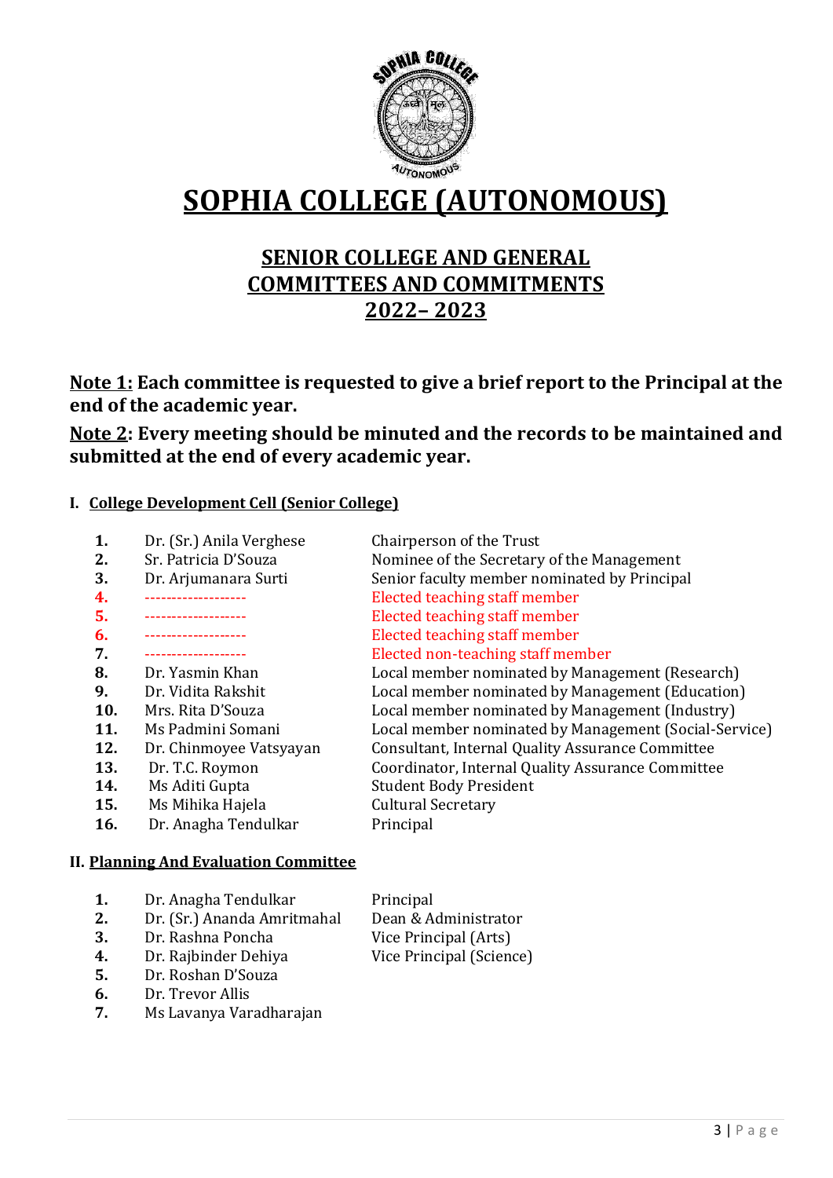# SOPHIA COLLEGE (AUTONOMOUS)

## SENIOR COLLEGE AND GENERAL COMMITTEES AND COMMITMENTS 2022– 2023

**Note 1: Each committee is requested to give a brief report to the Principal at the end of the academic year.**

**Note 2: Every meeting should be minuted and the records to be maintained and submitted at the end of every academic year.**

### I. College Development Cell (Senior College)

| No. | Name | Designation |
|---|---|---|
| **1.** | Dr. (Sr.) Anila Verghese | Chairperson of the Trust |
| **2.** | Sr. Patricia D'Souza | Nominee of the Secretary of the Management |
| **3.** | Dr. Arjumanara Surti | Senior faculty member nominated by Principal |
| **4.** | ------------------- | Elected teaching staff member |
| **5.** | ------------------- | Elected teaching staff member |
| **6.** | ------------------- | Elected teaching staff member |
| **7.** | ------------------- | Elected non-teaching staff member |
| **8.** | Dr. Yasmin Khan | Local member nominated by Management (Research) |
| **9.** | Dr. Vidita Rakshit | Local member nominated by Management (Education) |
| **10.** | Mrs. Rita D'Souza | Local member nominated by Management (Industry) |
| **11.** | Ms Padmini Somani | Local member nominated by Management (Social-Service) |
| **12.** | Dr. Chinmoyee Vatsyayan | Consultant, Internal Quality Assurance Committee |
| **13.** | Dr. T.C. Roymon | Coordinator, Internal Quality Assurance Committee |
| **14.** | Ms Aditi Gupta | Student Body President |
| **15.** | Ms Mihika Hajela | Cultural Secretary |
| **16.** | Dr. Anagha Tendulkar | Principal |

### II. Planning And Evaluation Committee

| No. | Name | Designation |
|---|---|---|
| **1.** | Dr. Anagha Tendulkar | Principal |
| **2.** | Dr. (Sr.) Ananda Amritmahal | Dean & Administrator |
| **3.** | Dr. Rashna Poncha | Vice Principal (Arts) |
| **4.** | Dr. Rajbinder Dehiya | Vice Principal (Science) |
| **5.** | Dr. Roshan D'Souza | |
| **6.** | Dr. Trevor Allis | |
| **7.** | Ms Lavanya Varadharajan | |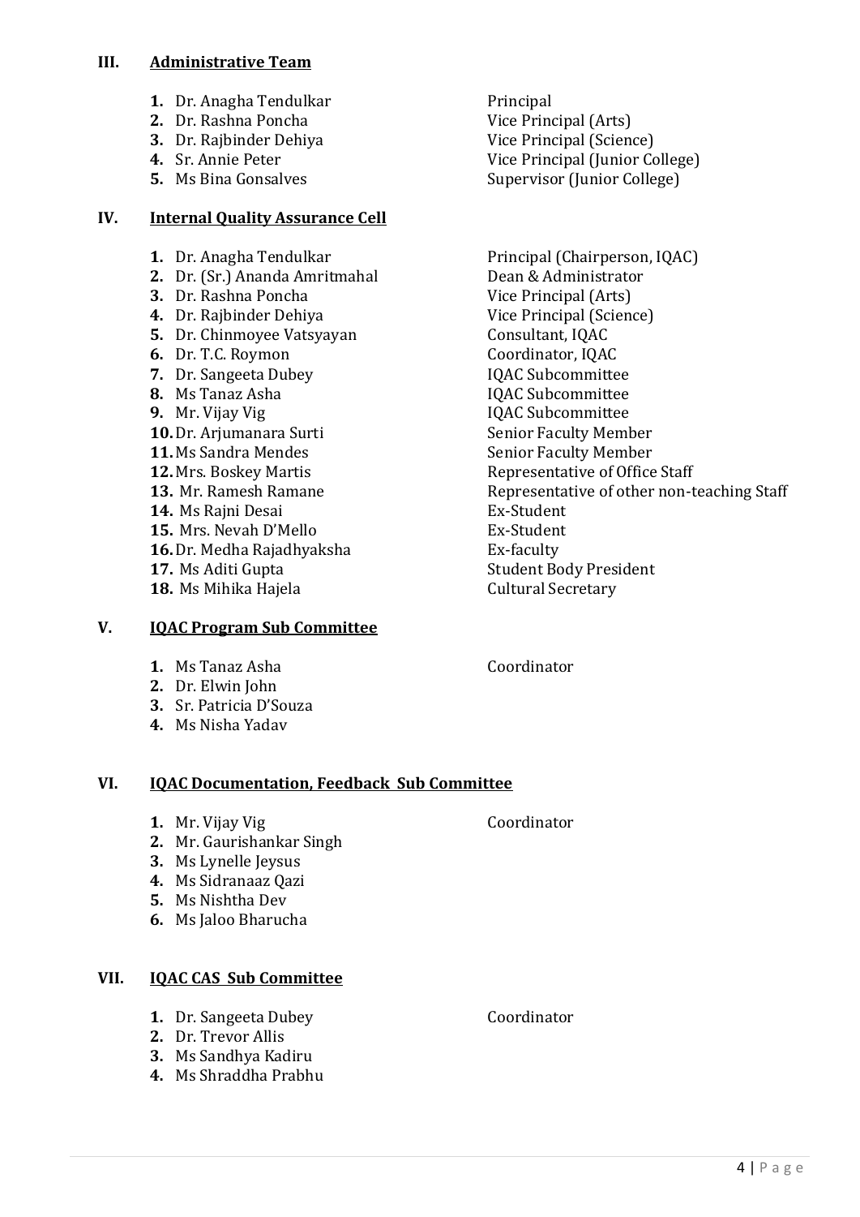## III. Administrative Team

| | Name | Designation |
|---|---|---|
| 1. | Dr. Anagha Tendulkar | Principal |
| 2. | Dr. Rashna Poncha | Vice Principal (Arts) |
| 3. | Dr. Rajbinder Dehiya | Vice Principal (Science) |
| 4. | Sr. Annie Peter | Vice Principal (Junior College) |
| 5. | Ms Bina Gonsalves | Supervisor (Junior College) |

## IV. Internal Quality Assurance Cell

| | Name | Designation |
|---|---|---|
| 1. | Dr. Anagha Tendulkar | Principal (Chairperson, IQAC) |
| 2. | Dr. (Sr.) Ananda Amritmahal | Dean & Administrator |
| 3. | Dr. Rashna Poncha | Vice Principal (Arts) |
| 4. | Dr. Rajbinder Dehiya | Vice Principal (Science) |
| 5. | Dr. Chinmoyee Vatsyayan | Consultant, IQAC |
| 6. | Dr. T.C. Roymon | Coordinator, IQAC |
| 7. | Dr. Sangeeta Dubey | IQAC Subcommittee |
| 8. | Ms Tanaz Asha | IQAC Subcommittee |
| 9. | Mr. Vijay Vig | IQAC Subcommittee |
| 10. | Dr. Arjumanara Surti | Senior Faculty Member |
| 11. | Ms Sandra Mendes | Senior Faculty Member |
| 12. | Mrs. Boskey Martis | Representative of Office Staff |
| 13. | Mr. Ramesh Ramane | Representative of other non-teaching Staff |
| 14. | Ms Rajni Desai | Ex-Student |
| 15. | Mrs. Nevah D'Mello | Ex-Student |
| 16. | Dr. Medha Rajadhyaksha | Ex-faculty |
| 17. | Ms Aditi Gupta | Student Body President |
| 18. | Ms Mihika Hajela | Cultural Secretary |

## V. IQAC Program Sub Committee

1. Ms Tanaz Asha — Coordinator
2. Dr. Elwin John
3. Sr. Patricia D'Souza
4. Ms Nisha Yadav

## VI. IQAC Documentation, Feedback Sub Committee

1. Mr. Vijay Vig — Coordinator
2. Mr. Gaurishankar Singh
3. Ms Lynelle Jeysus
4. Ms Sidranaaz Qazi
5. Ms Nishtha Dev
6. Ms Jaloo Bharucha

## VII. IQAC CAS Sub Committee

1. Dr. Sangeeta Dubey — Coordinator
2. Dr. Trevor Allis
3. Ms Sandhya Kadiru
4. Ms Shraddha Prabhu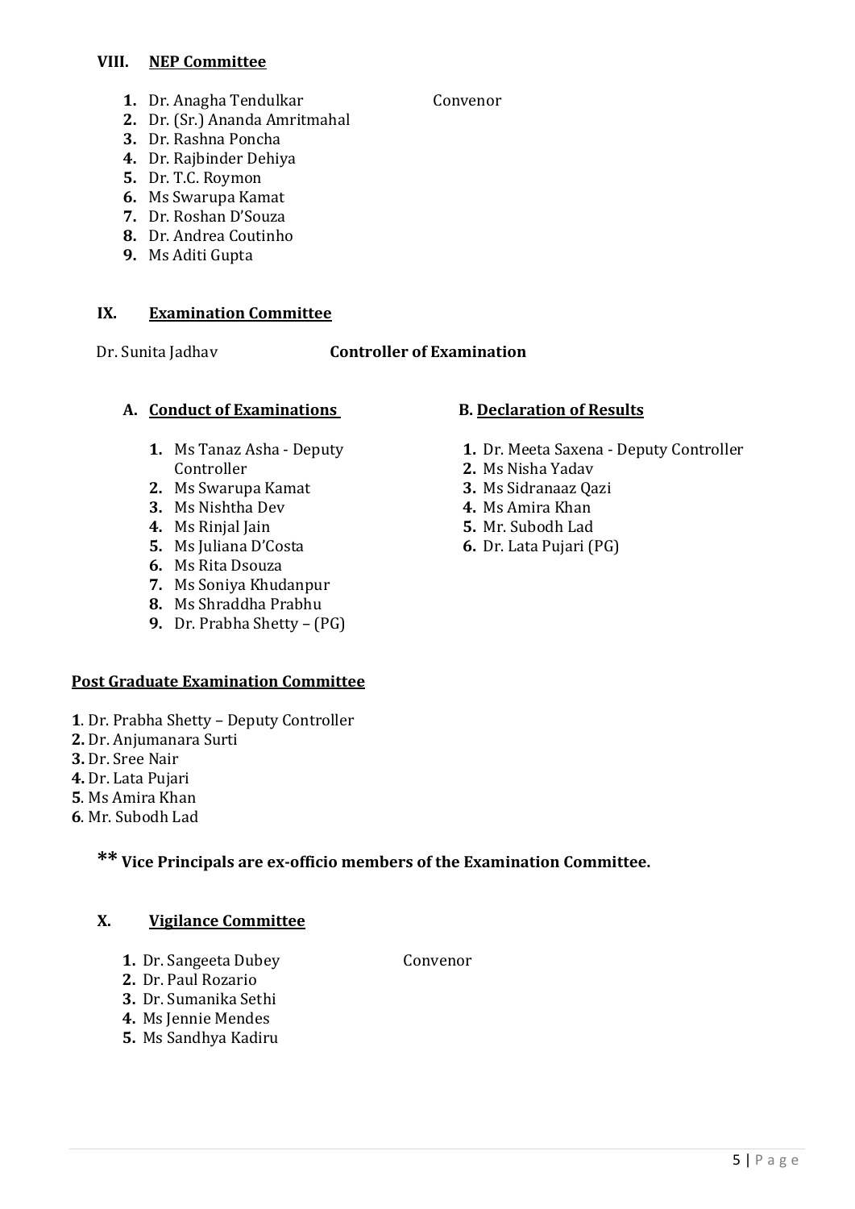### VIII. NEP Committee

1. Dr. Anagha Tendulkar — Convenor
2. Dr. (Sr.) Ananda Amritmahal
3. Dr. Rashna Poncha
4. Dr. Rajbinder Dehiya
5. Dr. T.C. Roymon
6. Ms Swarupa Kamat
7. Dr. Roshan D'Souza
8. Dr. Andrea Coutinho
9. Ms Aditi Gupta

### IX. Examination Committee

Dr. Sunita Jadhav — **Controller of Examination**

#### A. Conduct of Examinations

1. Ms Tanaz Asha - Deputy Controller
2. Ms Swarupa Kamat
3. Ms Nishtha Dev
4. Ms Rinjal Jain
5. Ms Juliana D'Costa
6. Ms Rita Dsouza
7. Ms Soniya Khudanpur
8. Ms Shraddha Prabhu
9. Dr. Prabha Shetty – (PG)

#### B. Declaration of Results

1. Dr. Meeta Saxena - Deputy Controller
2. Ms Nisha Yadav
3. Ms Sidranaaz Qazi
4. Ms Amira Khan
5. Mr. Subodh Lad
6. Dr. Lata Pujari (PG)

#### Post Graduate Examination Committee

1. Dr. Prabha Shetty – Deputy Controller
2. Dr. Anjumanara Surti
3. Dr. Sree Nair
4. Dr. Lata Pujari
5. Ms Amira Khan
6. Mr. Subodh Lad

**\*\* Vice Principals are ex-officio members of the Examination Committee.**

### X. Vigilance Committee

1. Dr. Sangeeta Dubey — Convenor
2. Dr. Paul Rozario
3. Dr. Sumanika Sethi
4. Ms Jennie Mendes
5. Ms Sandhya Kadiru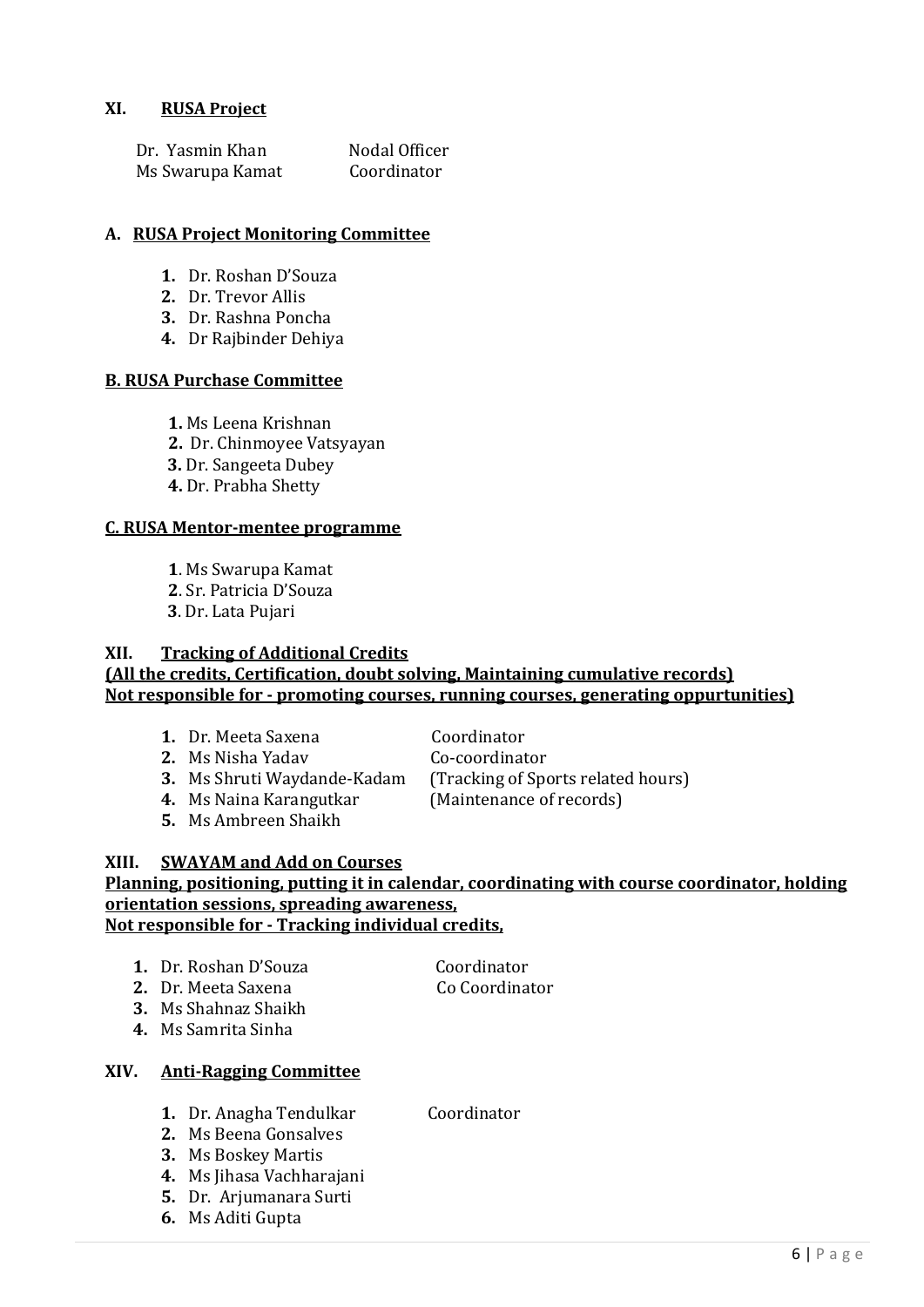## XI. RUSA Project

| | |
|---|---|
| Dr. Yasmin Khan | Nodal Officer |
| Ms Swarupa Kamat | Coordinator |

### A. RUSA Project Monitoring Committee

1. Dr. Roshan D'Souza
2. Dr. Trevor Allis
3. Dr. Rashna Poncha
4. Dr Rajbinder Dehiya

### B. RUSA Purchase Committee

1. Ms Leena Krishnan
2. Dr. Chinmoyee Vatsyayan
3. Dr. Sangeeta Dubey
4. Dr. Prabha Shetty

### C. RUSA Mentor-mentee programme

1. Ms Swarupa Kamat
2. Sr. Patricia D'Souza
3. Dr. Lata Pujari

## XII. Tracking of Additional Credits

**(All the credits, Certification, doubt solving, Maintaining cumulative records)**
**Not responsible for - promoting courses, running courses, generating oppurtunities)**

| | |
|---|---|
| 1. Dr. Meeta Saxena | Coordinator |
| 2. Ms Nisha Yadav | Co-coordinator |
| 3. Ms Shruti Waydande-Kadam | (Tracking of Sports related hours) |
| 4. Ms Naina Karangutkar | (Maintenance of records) |
| 5. Ms Ambreen Shaikh | |

## XIII. SWAYAM and Add on Courses

**Planning, positioning, putting it in calendar, coordinating with course coordinator, holding orientation sessions, spreading awareness,**
**Not responsible for - Tracking individual credits,**

| | |
|---|---|
| 1. Dr. Roshan D'Souza | Coordinator |
| 2. Dr. Meeta Saxena | Co Coordinator |
| 3. Ms Shahnaz Shaikh | |
| 4. Ms Samrita Sinha | |

## XIV. Anti-Ragging Committee

| | |
|---|---|
| 1. Dr. Anagha Tendulkar | Coordinator |
| 2. Ms Beena Gonsalves | |
| 3. Ms Boskey Martis | |
| 4. Ms Jihasa Vachharajani | |
| 5. Dr. Arjumanara Surti | |
| 6. Ms Aditi Gupta | |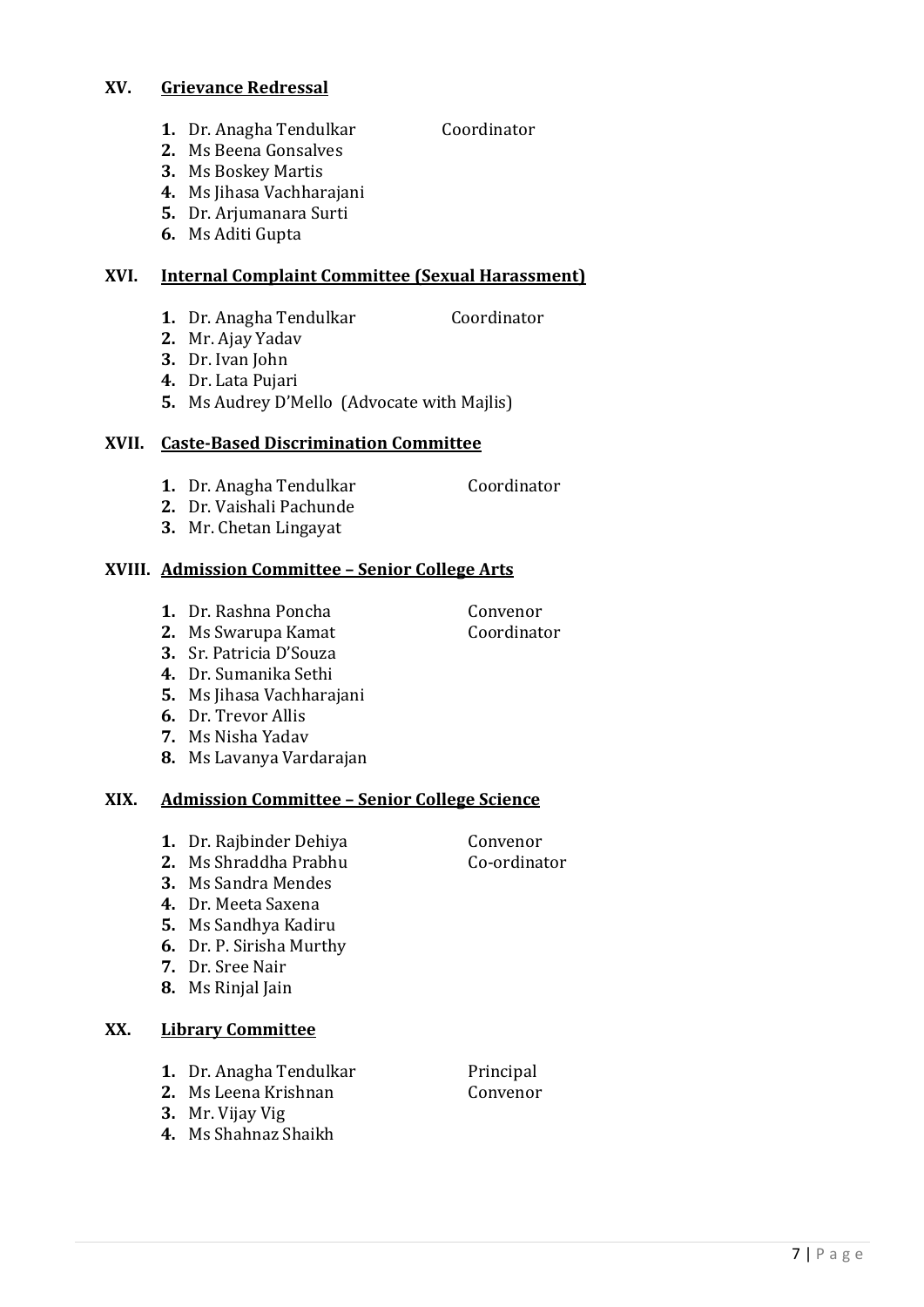## XV. Grievance Redressal

1. Dr. Anagha Tendulkar Coordinator
2. Ms Beena Gonsalves
3. Ms Boskey Martis
4. Ms Jihasa Vachharajani
5. Dr. Arjumanara Surti
6. Ms Aditi Gupta

## XVI. Internal Complaint Committee (Sexual Harassment)

1. Dr. Anagha Tendulkar Coordinator
2. Mr. Ajay Yadav
3. Dr. Ivan John
4. Dr. Lata Pujari
5. Ms Audrey D'Mello (Advocate with Majlis)

## XVII. Caste-Based Discrimination Committee

1. Dr. Anagha Tendulkar Coordinator
2. Dr. Vaishali Pachunde
3. Mr. Chetan Lingayat

## XVIII. Admission Committee – Senior College Arts

1. Dr. Rashna Poncha Convenor
2. Ms Swarupa Kamat Coordinator
3. Sr. Patricia D'Souza
4. Dr. Sumanika Sethi
5. Ms Jihasa Vachharajani
6. Dr. Trevor Allis
7. Ms Nisha Yadav
8. Ms Lavanya Vardarajan

## XIX. Admission Committee – Senior College Science

1. Dr. Rajbinder Dehiya Convenor
2. Ms Shraddha Prabhu Co-ordinator
3. Ms Sandra Mendes
4. Dr. Meeta Saxena
5. Ms Sandhya Kadiru
6. Dr. P. Sirisha Murthy
7. Dr. Sree Nair
8. Ms Rinjal Jain

## XX. Library Committee

1. Dr. Anagha Tendulkar Principal
2. Ms Leena Krishnan Convenor
3. Mr. Vijay Vig
4. Ms Shahnaz Shaikh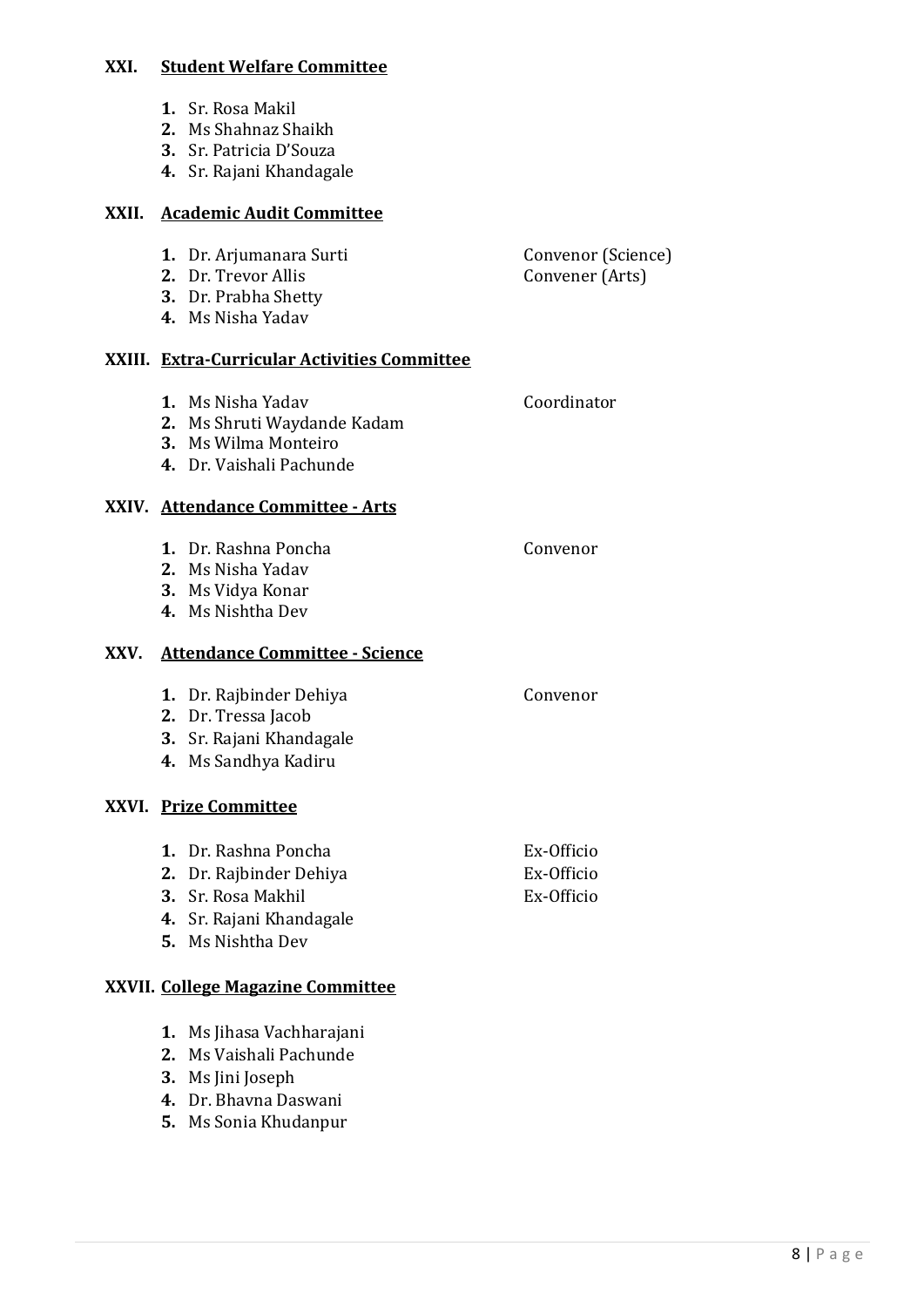## XXI. Student Welfare Committee

1. Sr. Rosa Makil
2. Ms Shahnaz Shaikh
3. Sr. Patricia D'Souza
4. Sr. Rajani Khandagale

## XXII. Academic Audit Committee

1. Dr. Arjumanara Surti — Convenor (Science)
2. Dr. Trevor Allis — Convener (Arts)
3. Dr. Prabha Shetty
4. Ms Nisha Yadav

## XXIII. Extra-Curricular Activities Committee

1. Ms Nisha Yadav — Coordinator
2. Ms Shruti Waydande Kadam
3. Ms Wilma Monteiro
4. Dr. Vaishali Pachunde

## XXIV. Attendance Committee - Arts

1. Dr. Rashna Poncha — Convenor
2. Ms Nisha Yadav
3. Ms Vidya Konar
4. Ms Nishtha Dev

## XXV. Attendance Committee - Science

1. Dr. Rajbinder Dehiya — Convenor
2. Dr. Tressa Jacob
3. Sr. Rajani Khandagale
4. Ms Sandhya Kadiru

## XXVI. Prize Committee

1. Dr. Rashna Poncha — Ex-Officio
2. Dr. Rajbinder Dehiya — Ex-Officio
3. Sr. Rosa Makhil — Ex-Officio
4. Sr. Rajani Khandagale
5. Ms Nishtha Dev

## XXVII. College Magazine Committee

1. Ms Jihasa Vachharajani
2. Ms Vaishali Pachunde
3. Ms Jini Joseph
4. Dr. Bhavna Daswani
5. Ms Sonia Khudanpur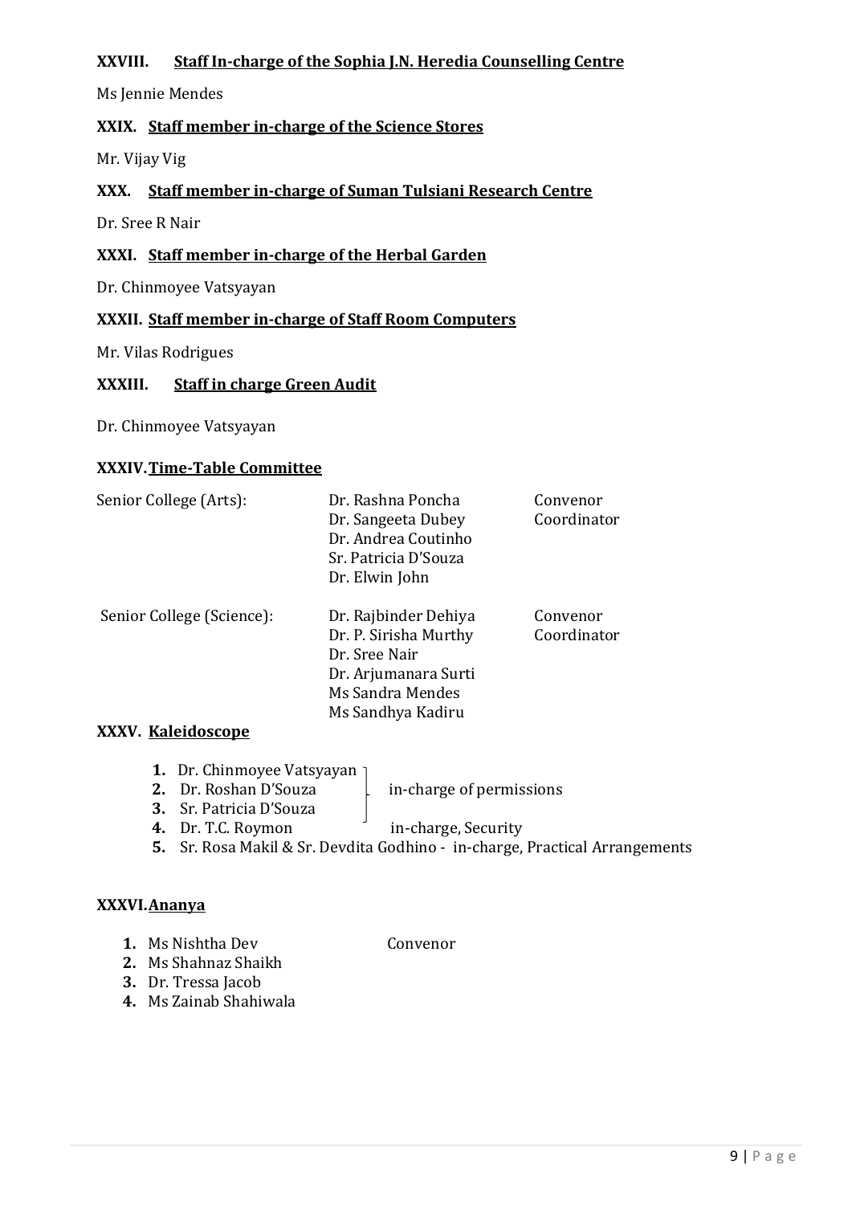### XXVIII. Staff In-charge of the Sophia J.N. Heredia Counselling Centre

Ms Jennie Mendes

### XXIX. Staff member in-charge of the Science Stores

Mr. Vijay Vig

### XXX. Staff member in-charge of Suman Tulsiani Research Centre

Dr. Sree R Nair

### XXXI. Staff member in-charge of the Herbal Garden

Dr. Chinmoyee Vatsyayan

### XXXII. Staff member in-charge of Staff Room Computers

Mr. Vilas Rodrigues

### XXXIII. Staff in charge Green Audit

Dr. Chinmoyee Vatsyayan

### XXXIV. Time-Table Committee

| | | |
|---|---|---|
| Senior College (Arts): | Dr. Rashna Poncha | Convenor |
| | Dr. Sangeeta Dubey | Coordinator |
| | Dr. Andrea Coutinho | |
| | Sr. Patricia D'Souza | |
| | Dr. Elwin John | |
| Senior College (Science): | Dr. Rajbinder Dehiya | Convenor |
| | Dr. P. Sirisha Murthy | Coordinator |
| | Dr. Sree Nair | |
| | Dr. Arjumanara Surti | |
| | Ms Sandra Mendes | |
| | Ms Sandhya Kadiru | |

### XXXV. Kaleidoscope

1. Dr. Chinmoyee Vatsyayan
2. Dr. Roshan D'Souza
3. Sr. Patricia D'Souza

   (1–3) in-charge of permissions

4. Dr. T.C. Roymon — in-charge, Security
5. Sr. Rosa Makil & Sr. Devdita Godhino - in-charge, Practical Arrangements

### XXXVI. Ananya

1. Ms Nishtha Dev — Convenor
2. Ms Shahnaz Shaikh
3. Dr. Tressa Jacob
4. Ms Zainab Shahiwala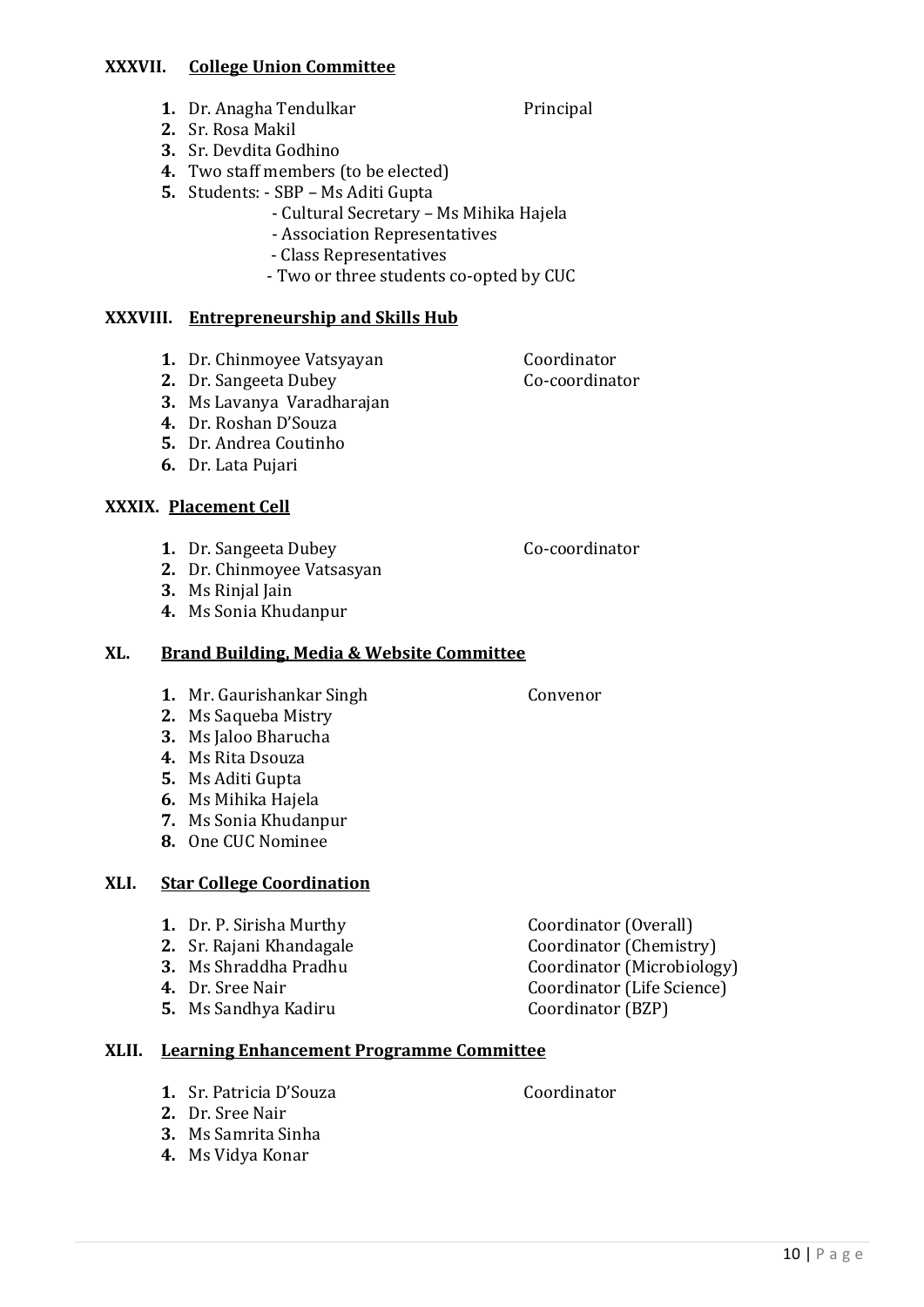### XXXVII. College Union Committee

1. Dr. Anagha Tendulkar — Principal
2. Sr. Rosa Makil
3. Sr. Devdita Godhino
4. Two staff members (to be elected)
5. Students: - SBP – Ms Aditi Gupta
   - Cultural Secretary – Ms Mihika Hajela
   - Association Representatives
   - Class Representatives
   - Two or three students co-opted by CUC

### XXXVIII. Entrepreneurship and Skills Hub

1. Dr. Chinmoyee Vatsyayan — Coordinator
2. Dr. Sangeeta Dubey — Co-coordinator
3. Ms Lavanya Varadharajan
4. Dr. Roshan D'Souza
5. Dr. Andrea Coutinho
6. Dr. Lata Pujari

### XXXIX. Placement Cell

1. Dr. Sangeeta Dubey — Co-coordinator
2. Dr. Chinmoyee Vatsasyan
3. Ms Rinjal Jain
4. Ms Sonia Khudanpur

### XL. Brand Building, Media & Website Committee

1. Mr. Gaurishankar Singh — Convenor
2. Ms Saqueba Mistry
3. Ms Jaloo Bharucha
4. Ms Rita Dsouza
5. Ms Aditi Gupta
6. Ms Mihika Hajela
7. Ms Sonia Khudanpur
8. One CUC Nominee

### XLI. Star College Coordination

1. Dr. P. Sirisha Murthy — Coordinator (Overall)
2. Sr. Rajani Khandagale — Coordinator (Chemistry)
3. Ms Shraddha Pradhu — Coordinator (Microbiology)
4. Dr. Sree Nair — Coordinator (Life Science)
5. Ms Sandhya Kadiru — Coordinator (BZP)

### XLII. Learning Enhancement Programme Committee

1. Sr. Patricia D'Souza — Coordinator
2. Dr. Sree Nair
3. Ms Samrita Sinha
4. Ms Vidya Konar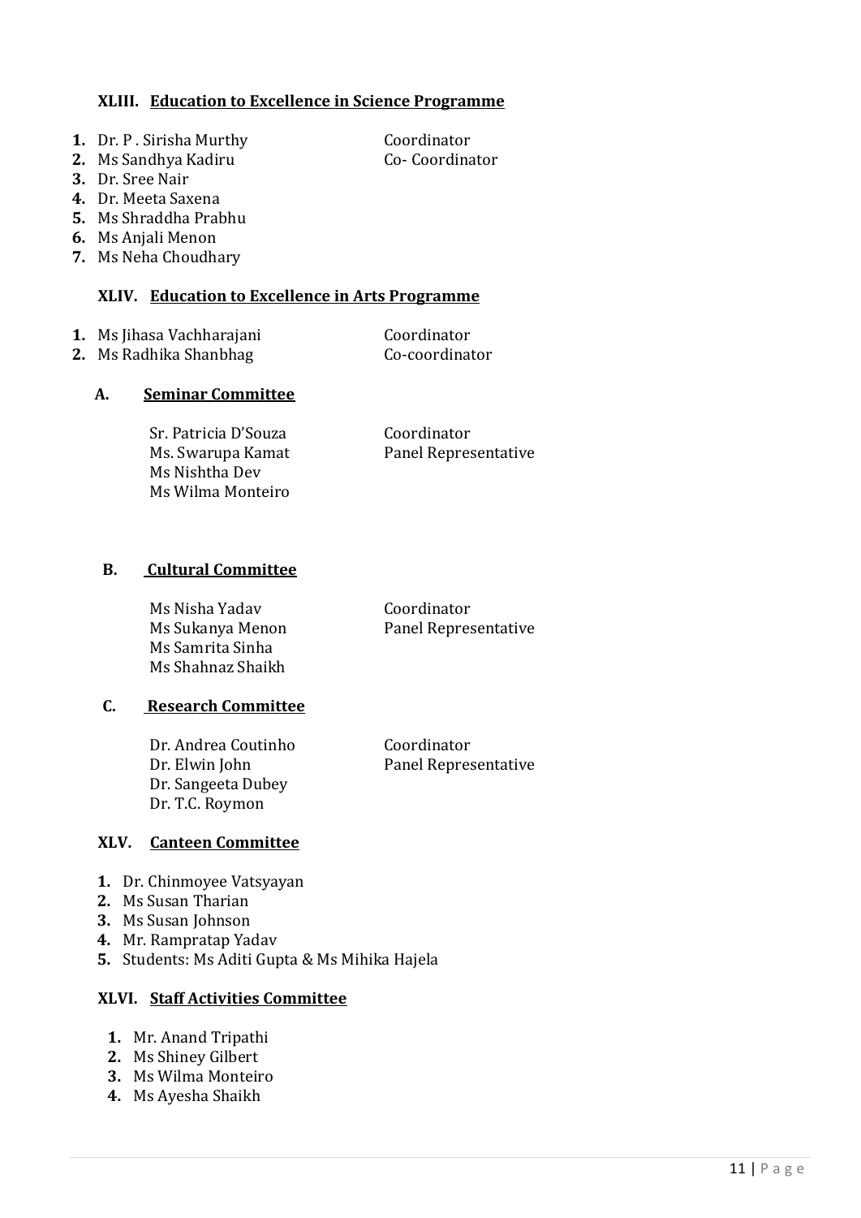### XLIII. Education to Excellence in Science Programme

| | Name | Role |
|---|---|---|
| 1. | Dr. P . Sirisha Murthy | Coordinator |
| 2. | Ms Sandhya Kadiru | Co- Coordinator |
| 3. | Dr. Sree Nair | |
| 4. | Dr. Meeta Saxena | |
| 5. | Ms Shraddha Prabhu | |
| 6. | Ms Anjali Menon | |
| 7. | Ms Neha Choudhary | |

### XLIV. Education to Excellence in Arts Programme

| | Name | Role |
|---|---|---|
| 1. | Ms Jihasa Vachharajani | Coordinator |
| 2. | Ms Radhika Shanbhag | Co-coordinator |

#### A. Seminar Committee

| Name | Role |
|---|---|
| Sr. Patricia D'Souza | Coordinator |
| Ms. Swarupa Kamat | Panel Representative |
| Ms Nishtha Dev | |
| Ms Wilma Monteiro | |

#### B. Cultural Committee

| Name | Role |
|---|---|
| Ms Nisha Yadav | Coordinator |
| Ms Sukanya Menon | Panel Representative |
| Ms Samrita Sinha | |
| Ms Shahnaz Shaikh | |

#### C. Research Committee

| Name | Role |
|---|---|
| Dr. Andrea Coutinho | Coordinator |
| Dr. Elwin John | Panel Representative |
| Dr. Sangeeta Dubey | |
| Dr. T.C. Roymon | |

### XLV. Canteen Committee

1. Dr. Chinmoyee Vatsyayan
2. Ms Susan Tharian
3. Ms Susan Johnson
4. Mr. Rampratap Yadav
5. Students: Ms Aditi Gupta & Ms Mihika Hajela

### XLVI. Staff Activities Committee

1. Mr. Anand Tripathi
2. Ms Shiney Gilbert
3. Ms Wilma Monteiro
4. Ms Ayesha Shaikh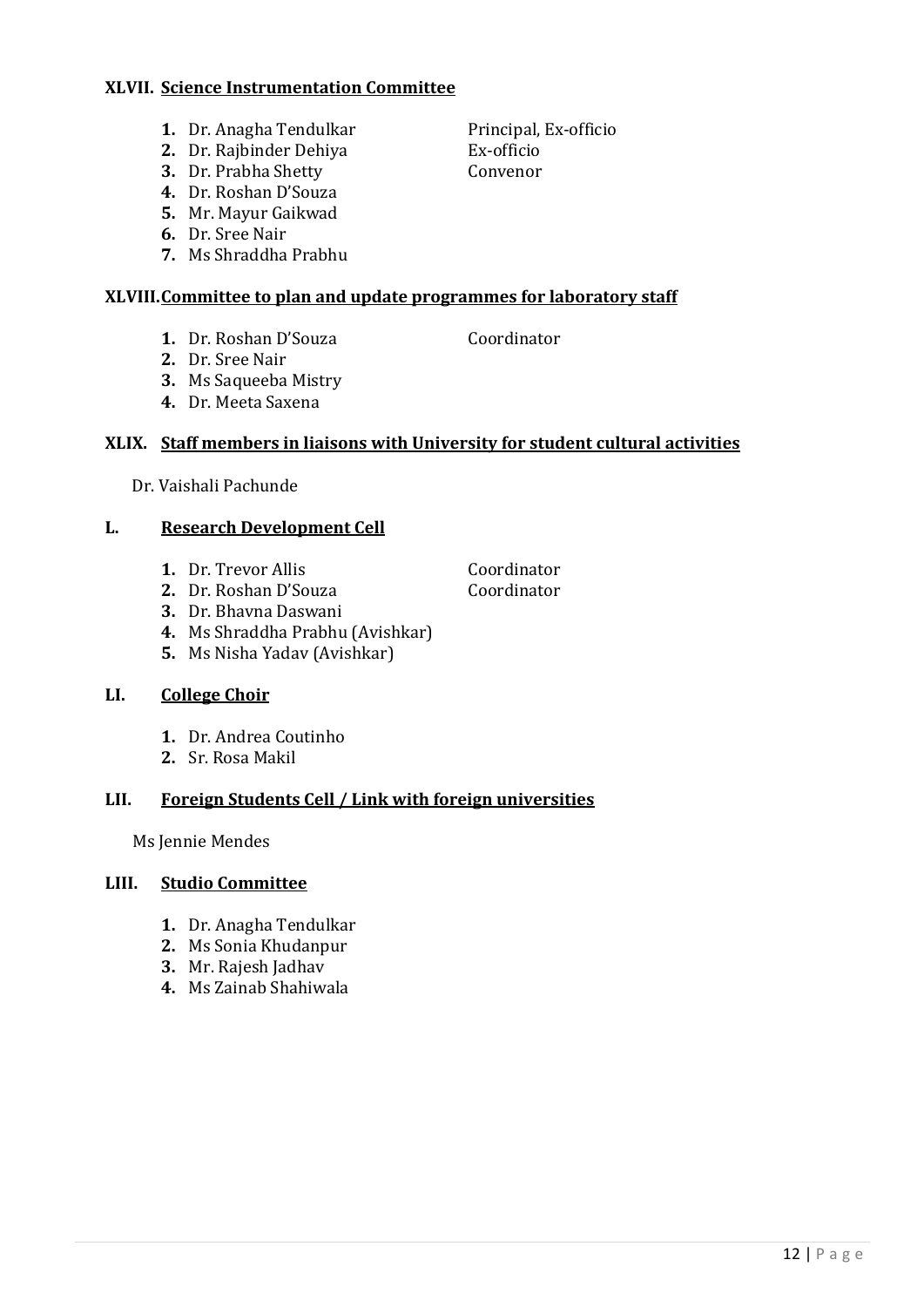### XLVII. Science Instrumentation Committee

1. Dr. Anagha Tendulkar — Principal, Ex-officio
2. Dr. Rajbinder Dehiya — Ex-officio
3. Dr. Prabha Shetty — Convenor
4. Dr. Roshan D'Souza
5. Mr. Mayur Gaikwad
6. Dr. Sree Nair
7. Ms Shraddha Prabhu

### XLVIII. Committee to plan and update programmes for laboratory staff

1. Dr. Roshan D'Souza — Coordinator
2. Dr. Sree Nair
3. Ms Saqueeba Mistry
4. Dr. Meeta Saxena

### XLIX. Staff members in liaisons with University for student cultural activities

Dr. Vaishali Pachunde

### L. Research Development Cell

1. Dr. Trevor Allis — Coordinator
2. Dr. Roshan D'Souza — Coordinator
3. Dr. Bhavna Daswani
4. Ms Shraddha Prabhu (Avishkar)
5. Ms Nisha Yadav (Avishkar)

### LI. College Choir

1. Dr. Andrea Coutinho
2. Sr. Rosa Makil

### LII. Foreign Students Cell / Link with foreign universities

Ms Jennie Mendes

### LIII. Studio Committee

1. Dr. Anagha Tendulkar
2. Ms Sonia Khudanpur
3. Mr. Rajesh Jadhav
4. Ms Zainab Shahiwala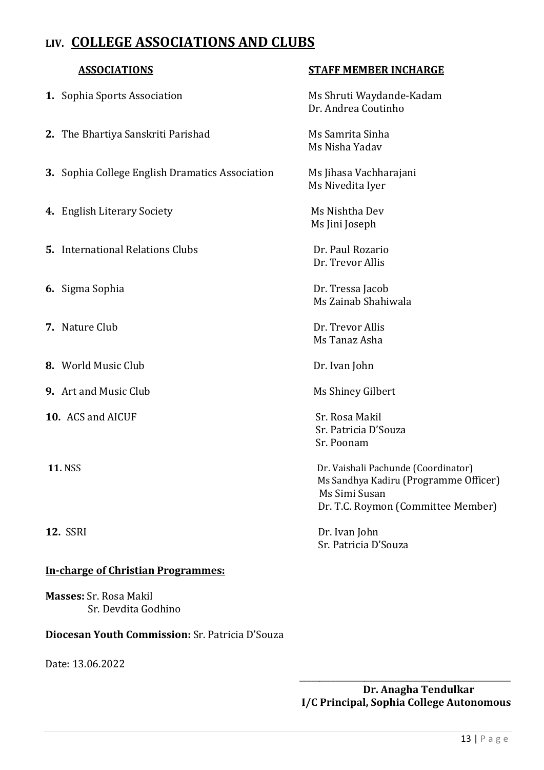## LIV. COLLEGE ASSOCIATIONS AND CLUBS

| ASSOCIATIONS | STAFF MEMBER INCHARGE |
|---|---|
| **1.** Sophia Sports Association | Ms Shruti Waydande-Kadam<br>Dr. Andrea Coutinho |
| **2.** The Bhartiya Sanskriti Parishad | Ms Samrita Sinha<br>Ms Nisha Yadav |
| **3.** Sophia College English Dramatics Association | Ms Jihasa Vachharajani<br>Ms Nivedita Iyer |
| **4.** English Literary Society | Ms Nishtha Dev<br>Ms Jini Joseph |
| **5.** International Relations Clubs | Dr. Paul Rozario<br>Dr. Trevor Allis |
| **6.** Sigma Sophia | Dr. Tressa Jacob<br>Ms Zainab Shahiwala |
| **7.** Nature Club | Dr. Trevor Allis<br>Ms Tanaz Asha |
| **8.** World Music Club | Dr. Ivan John |
| **9.** Art and Music Club | Ms Shiney Gilbert |
| **10.** ACS and AICUF | Sr. Rosa Makil<br>Sr. Patricia D'Souza<br>Sr. Poonam |
| **11.** NSS | Dr. Vaishali Pachunde (Coordinator)<br>Ms Sandhya Kadiru (Programme Officer)<br>Ms Simi Susan<br>Dr. T.C. Roymon (Committee Member) |
| **12.** SSRI | Dr. Ivan John<br>Sr. Patricia D'Souza |

**In-charge of Christian Programmes:**

**Masses:** Sr. Rosa Makil
Sr. Devdita Godhino

**Diocesan Youth Commission:** Sr. Patricia D'Souza

Date: 13.06.2022

**Dr. Anagha Tendulkar**
**I/C Principal, Sophia College Autonomous**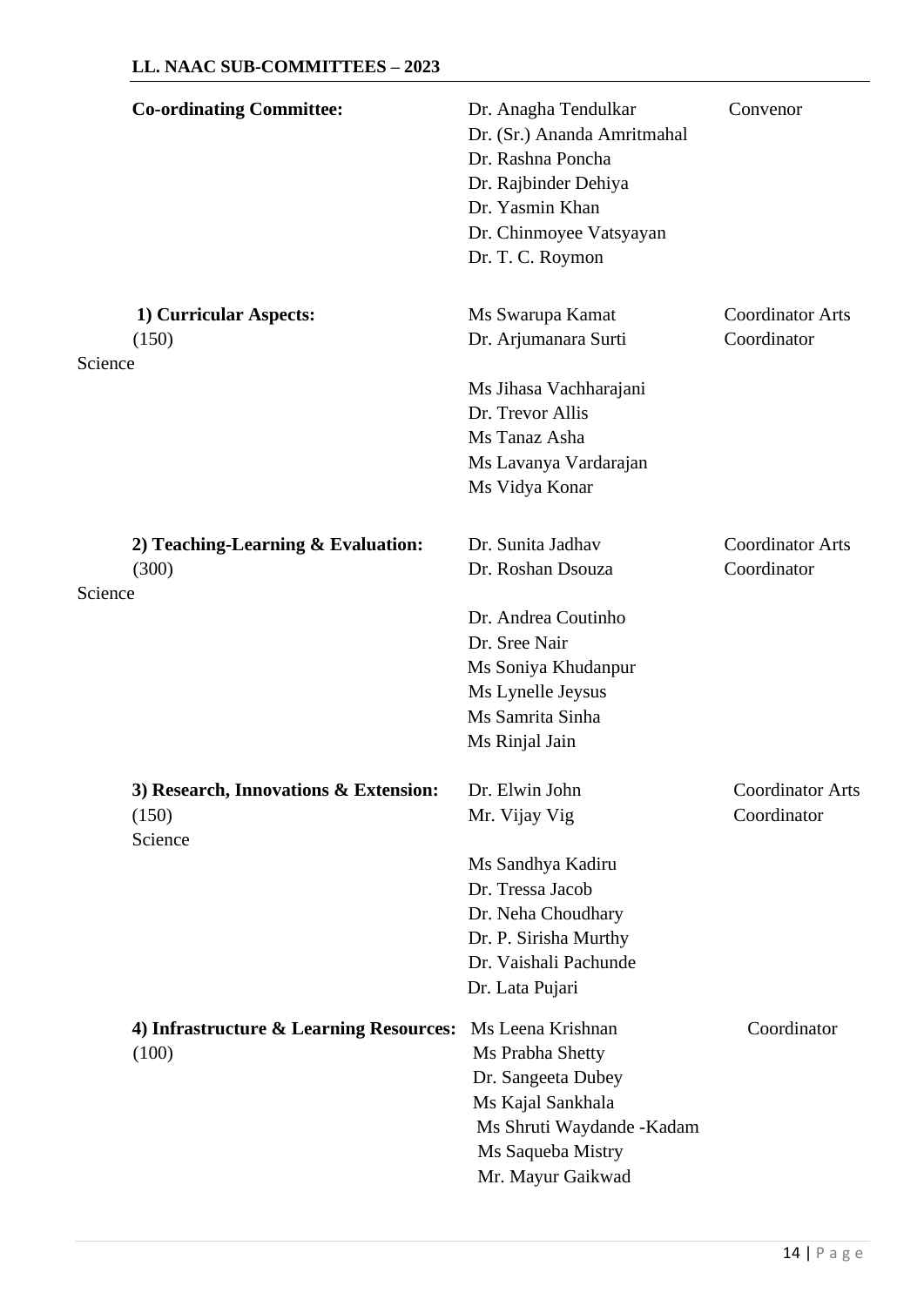## LL. NAAC SUB-COMMITTEES – 2023

| Committee | Members | Role |
|---|---|---|
| **Co-ordinating Committee:** | Dr. Anagha Tendulkar | Convenor |
| | Dr. (Sr.) Ananda Amritmahal | |
| | Dr. Rashna Poncha | |
| | Dr. Rajbinder Dehiya | |
| | Dr. Yasmin Khan | |
| | Dr. Chinmoyee Vatsyayan | |
| | Dr. T. C. Roymon | |
| **1) Curricular Aspects:** (150) | Ms Swarupa Kamat | Coordinator Arts |
| | Dr. Arjumanara Surti | Coordinator Science |
| | Ms Jihasa Vachharajani | |
| | Dr. Trevor Allis | |
| | Ms Tanaz Asha | |
| | Ms Lavanya Vardarajan | |
| | Ms Vidya Konar | |
| **2) Teaching-Learning & Evaluation:** (300) | Dr. Sunita Jadhav | Coordinator Arts |
| | Dr. Roshan Dsouza | Coordinator Science |
| | Dr. Andrea Coutinho | |
| | Dr. Sree Nair | |
| | Ms Soniya Khudanpur | |
| | Ms Lynelle Jeysus | |
| | Ms Samrita Sinha | |
| | Ms Rinjal Jain | |
| **3) Research, Innovations & Extension:** (150) | Dr. Elwin John | Coordinator Arts |
| | Mr. Vijay Vig | Coordinator Science |
| | Ms Sandhya Kadiru | |
| | Dr. Tressa Jacob | |
| | Dr. Neha Choudhary | |
| | Dr. P. Sirisha Murthy | |
| | Dr. Vaishali Pachunde | |
| | Dr. Lata Pujari | |
| **4) Infrastructure & Learning Resources:** (100) | Ms Leena Krishnan | Coordinator |
| | Ms Prabha Shetty | |
| | Dr. Sangeeta Dubey | |
| | Ms Kajal Sankhala | |
| | Ms Shruti Waydande -Kadam | |
| | Ms Saqueba Mistry | |
| | Mr. Mayur Gaikwad | |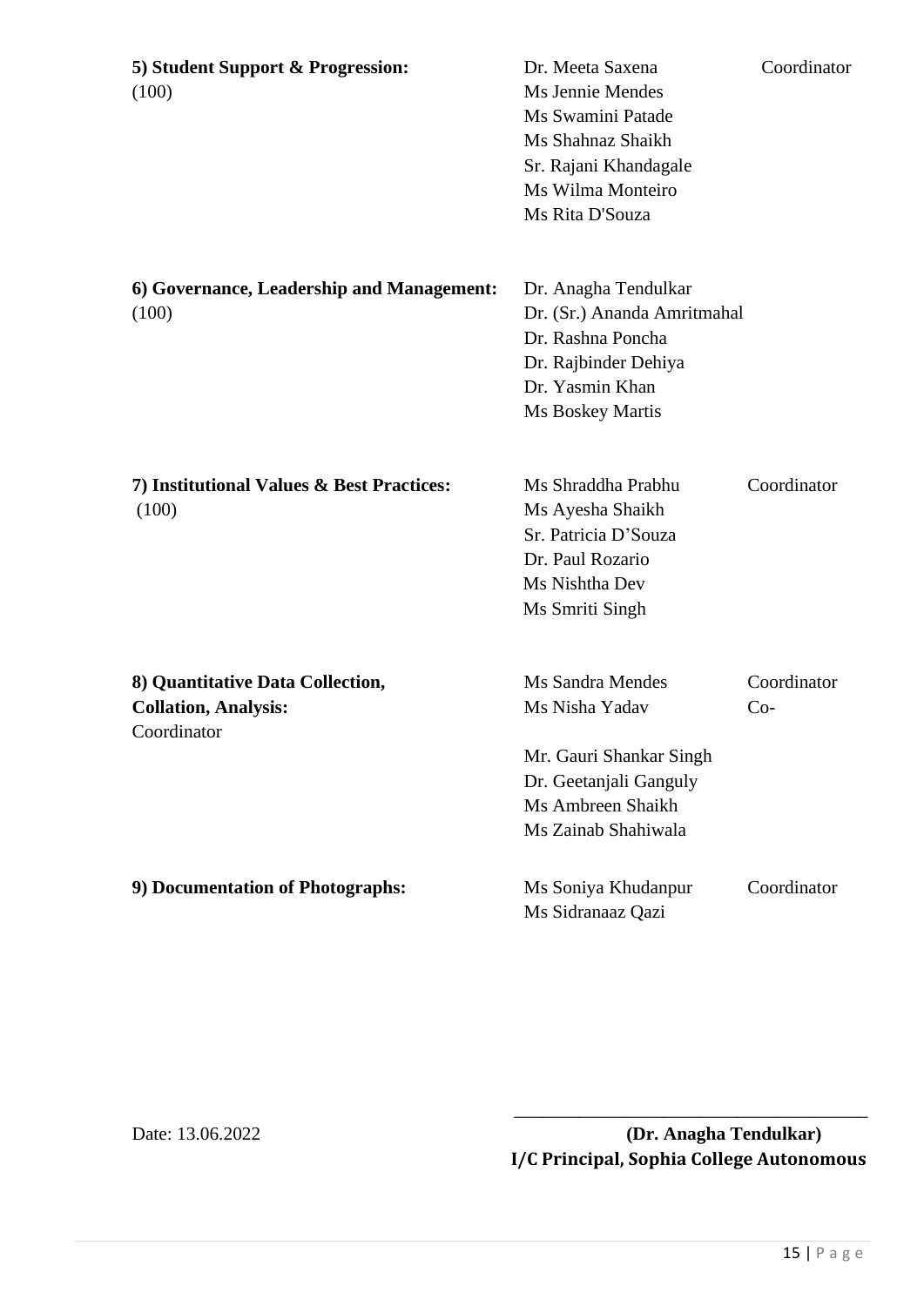**5) Student Support & Progression:** (100)

Dr. Meeta Saxena Coordinator
Ms Jennie Mendes
Ms Swamini Patade
Ms Shahnaz Shaikh
Sr. Rajani Khandagale
Ms Wilma Monteiro
Ms Rita D'Souza

**6) Governance, Leadership and Management:** (100)

Dr. Anagha Tendulkar
Dr. (Sr.) Ananda Amritmahal
Dr. Rashna Poncha
Dr. Rajbinder Dehiya
Dr. Yasmin Khan
Ms Boskey Martis

**7) Institutional Values & Best Practices:** (100)

Ms Shraddha Prabhu Coordinator
Ms Ayesha Shaikh
Sr. Patricia D'Souza
Dr. Paul Rozario
Ms Nishtha Dev
Ms Smriti Singh

**8) Quantitative Data Collection, Collation, Analysis:**

Ms Sandra Mendes Coordinator
Ms Nisha Yadav Co-Coordinator
Mr. Gauri Shankar Singh
Dr. Geetanjali Ganguly
Ms Ambreen Shaikh
Ms Zainab Shahiwala

**9) Documentation of Photographs:**

Ms Soniya Khudanpur Coordinator
Ms Sidranaaz Qazi

Date: 13.06.2022

**(Dr. Anagha Tendulkar)**
**I/C Principal, Sophia College Autonomous**